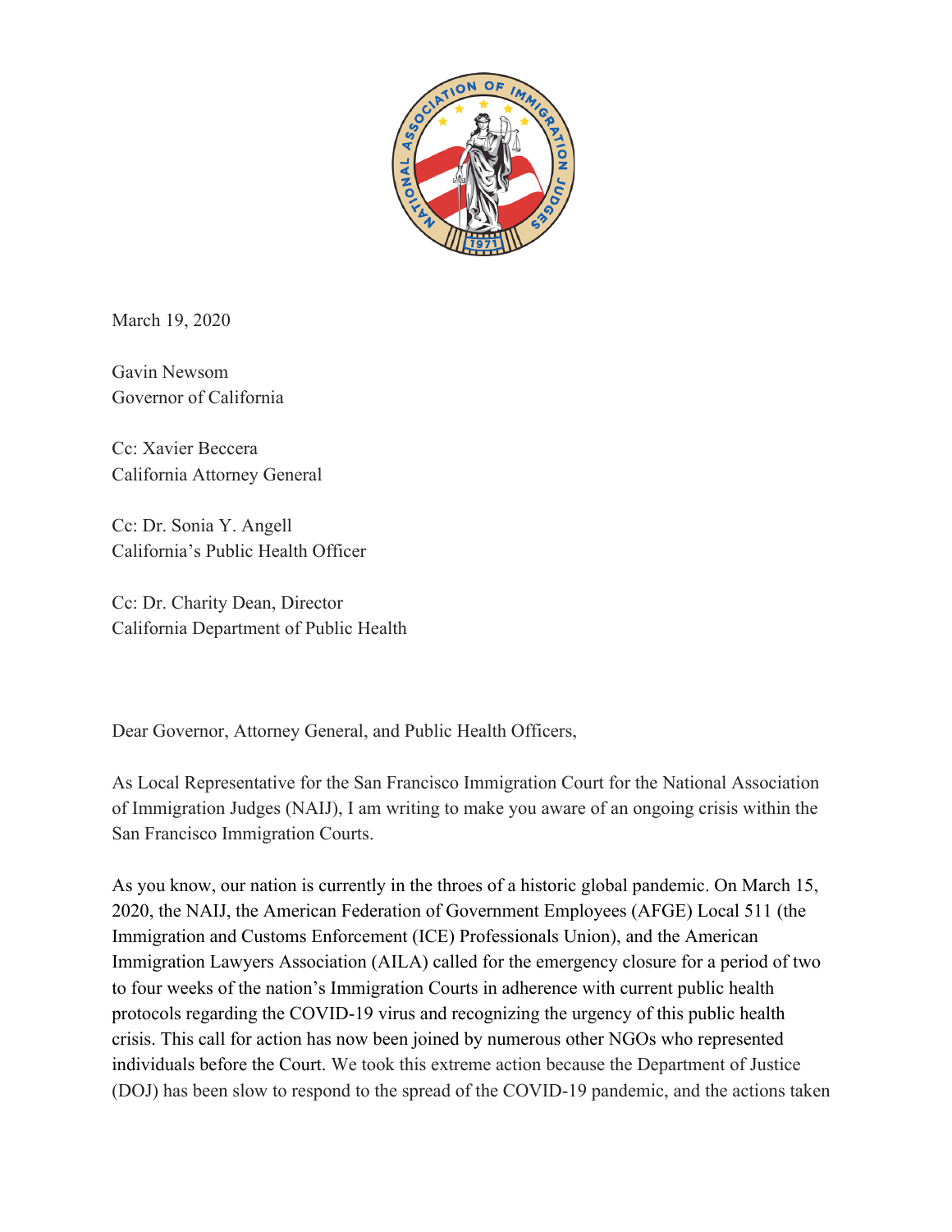March 19, 2020

Gavin Newsom  
Governor of California

Cc: Xavier Beccera  
California Attorney General

Cc: Dr. Sonia Y. Angell  
California's Public Health Officer

Cc: Dr. Charity Dean, Director  
California Department of Public Health

Dear Governor, Attorney General, and Public Health Officers,

As Local Representative for the San Francisco Immigration Court for the National Association of Immigration Judges (NAIJ), I am writing to make you aware of an ongoing crisis within the San Francisco Immigration Courts.

As you know, our nation is currently in the throes of a historic global pandemic. On March 15, 2020, the NAIJ, the American Federation of Government Employees (AFGE) Local 511 (the Immigration and Customs Enforcement (ICE) Professionals Union), and the American Immigration Lawyers Association (AILA) called for the emergency closure for a period of two to four weeks of the nation's Immigration Courts in adherence with current public health protocols regarding the COVID-19 virus and recognizing the urgency of this public health crisis. This call for action has now been joined by numerous other NGOs who represented individuals before the Court. We took this extreme action because the Department of Justice (DOJ) has been slow to respond to the spread of the COVID-19 pandemic, and the actions taken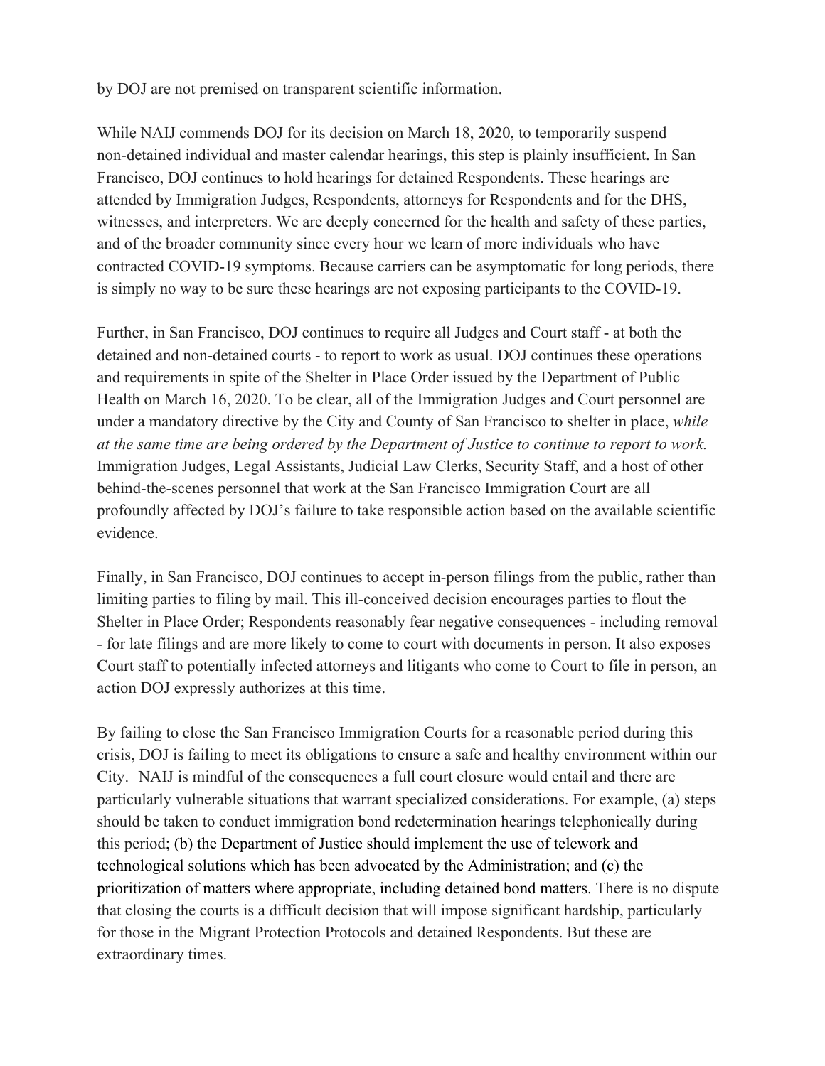by DOJ are not premised on transparent scientific information.

While NAIJ commends DOJ for its decision on March 18, 2020, to temporarily suspend non-detained individual and master calendar hearings, this step is plainly insufficient. In San Francisco, DOJ continues to hold hearings for detained Respondents. These hearings are attended by Immigration Judges, Respondents, attorneys for Respondents and for the DHS, witnesses, and interpreters. We are deeply concerned for the health and safety of these parties, and of the broader community since every hour we learn of more individuals who have contracted COVID-19 symptoms. Because carriers can be asymptomatic for long periods, there is simply no way to be sure these hearings are not exposing participants to the COVID-19.

Further, in San Francisco, DOJ continues to require all Judges and Court staff - at both the detained and non-detained courts - to report to work as usual. DOJ continues these operations and requirements in spite of the Shelter in Place Order issued by the Department of Public Health on March 16, 2020. To be clear, all of the Immigration Judges and Court personnel are under a mandatory directive by the City and County of San Francisco to shelter in place, *while at the same time are being ordered by the Department of Justice to continue to report to work.* Immigration Judges, Legal Assistants, Judicial Law Clerks, Security Staff, and a host of other behind-the-scenes personnel that work at the San Francisco Immigration Court are all profoundly affected by DOJ's failure to take responsible action based on the available scientific evidence.

Finally, in San Francisco, DOJ continues to accept in-person filings from the public, rather than limiting parties to filing by mail. This ill-conceived decision encourages parties to flout the Shelter in Place Order; Respondents reasonably fear negative consequences - including removal - for late filings and are more likely to come to court with documents in person. It also exposes Court staff to potentially infected attorneys and litigants who come to Court to file in person, an action DOJ expressly authorizes at this time.

By failing to close the San Francisco Immigration Courts for a reasonable period during this crisis, DOJ is failing to meet its obligations to ensure a safe and healthy environment within our City. NAIJ is mindful of the consequences a full court closure would entail and there are particularly vulnerable situations that warrant specialized considerations. For example, (a) steps should be taken to conduct immigration bond redetermination hearings telephonically during this period; (b) the Department of Justice should implement the use of telework and technological solutions which has been advocated by the Administration; and (c) the prioritization of matters where appropriate, including detained bond matters. There is no dispute that closing the courts is a difficult decision that will impose significant hardship, particularly for those in the Migrant Protection Protocols and detained Respondents. But these are extraordinary times.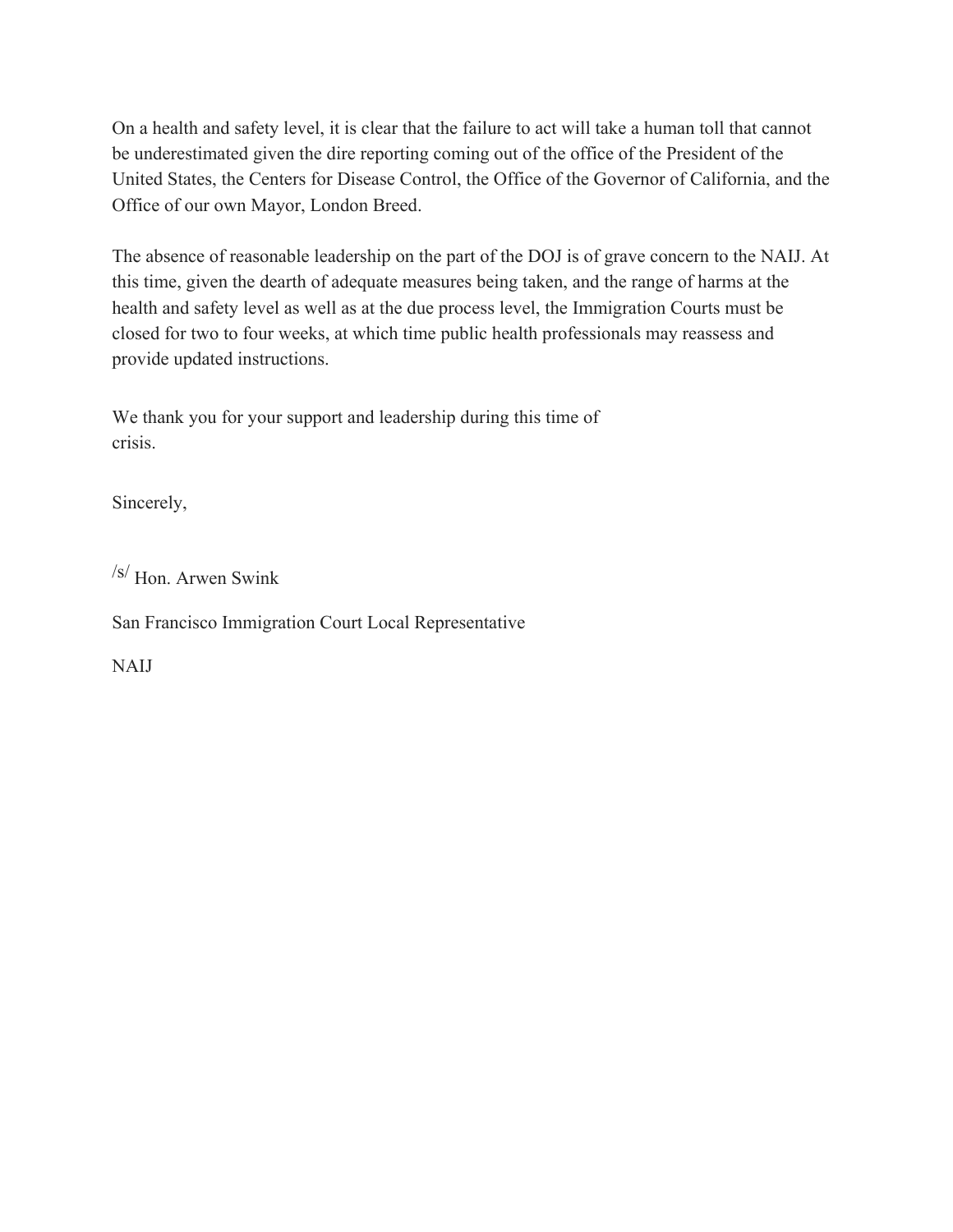On a health and safety level, it is clear that the failure to act will take a human toll that cannot be underestimated given the dire reporting coming out of the office of the President of the United States, the Centers for Disease Control, the Office of the Governor of California, and the Office of our own Mayor, London Breed.

The absence of reasonable leadership on the part of the DOJ is of grave concern to the NAIJ. At this time, given the dearth of adequate measures being taken, and the range of harms at the health and safety level as well as at the due process level, the Immigration Courts must be closed for two to four weeks, at which time public health professionals may reassess and provide updated instructions.

We thank you for your support and leadership during this time of crisis.

Sincerely,

/s/ Hon. Arwen Swink

San Francisco Immigration Court Local Representative

NAIJ